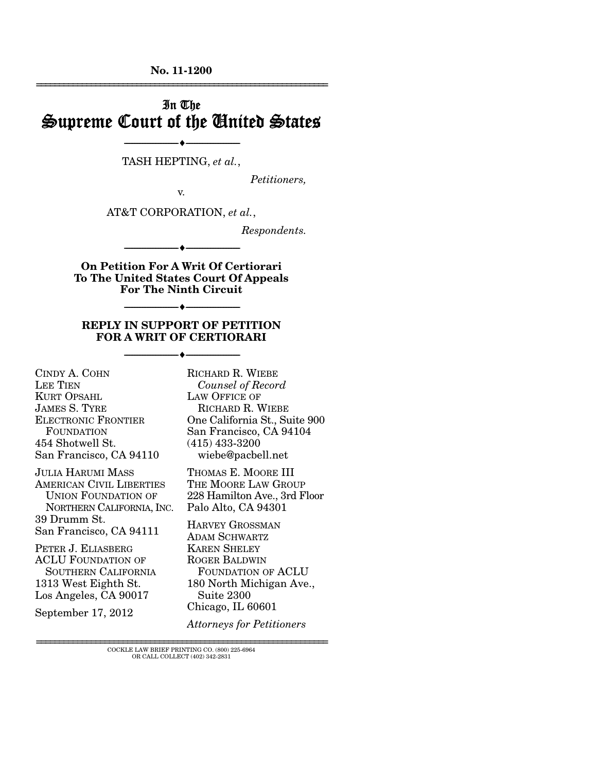**No. 11-1200**

---

# In The Supreme Court of the United States

---

TASH HEPTING, *et al.*,

*Petitioners,*

v.

AT&T CORPORATION, *et al.*,

*Respondents.*

---

**On Petition For A Writ Of Certiorari To The United States Court Of Appeals For The Ninth Circuit**

---

**REPLY IN SUPPORT OF PETITION FOR A WRIT OF CERTIORARI**

---

CINDY A. COHN
LEE TIEN
KURT OPSAHL
JAMES S. TYRE
ELECTRONIC FRONTIER FOUNDATION
454 Shotwell St.
San Francisco, CA 94110

JULIA HARUMI MASS
AMERICAN CIVIL LIBERTIES UNION FOUNDATION OF NORTHERN CALIFORNIA, INC.
39 Drumm St.
San Francisco, CA 94111

PETER J. ELIASBERG
ACLU FOUNDATION OF SOUTHERN CALIFORNIA
1313 West Eighth St.
Los Angeles, CA 90017

September 17, 2012

RICHARD R. WIEBE
*Counsel of Record*
LAW OFFICE OF RICHARD R. WIEBE
One California St., Suite 900
San Francisco, CA 94104
(415) 433-3200
wiebe@pacbell.net

THOMAS E. MOORE III
THE MOORE LAW GROUP
228 Hamilton Ave., 3rd Floor
Palo Alto, CA 94301

HARVEY GROSSMAN
ADAM SCHWARTZ
KAREN SHELEY
ROGER BALDWIN FOUNDATION OF ACLU
180 North Michigan Ave., Suite 2300
Chicago, IL 60601

*Attorneys for Petitioners*

---

COCKLE LAW BRIEF PRINTING CO. (800) 225-6964
OR CALL COLLECT (402) 342-2831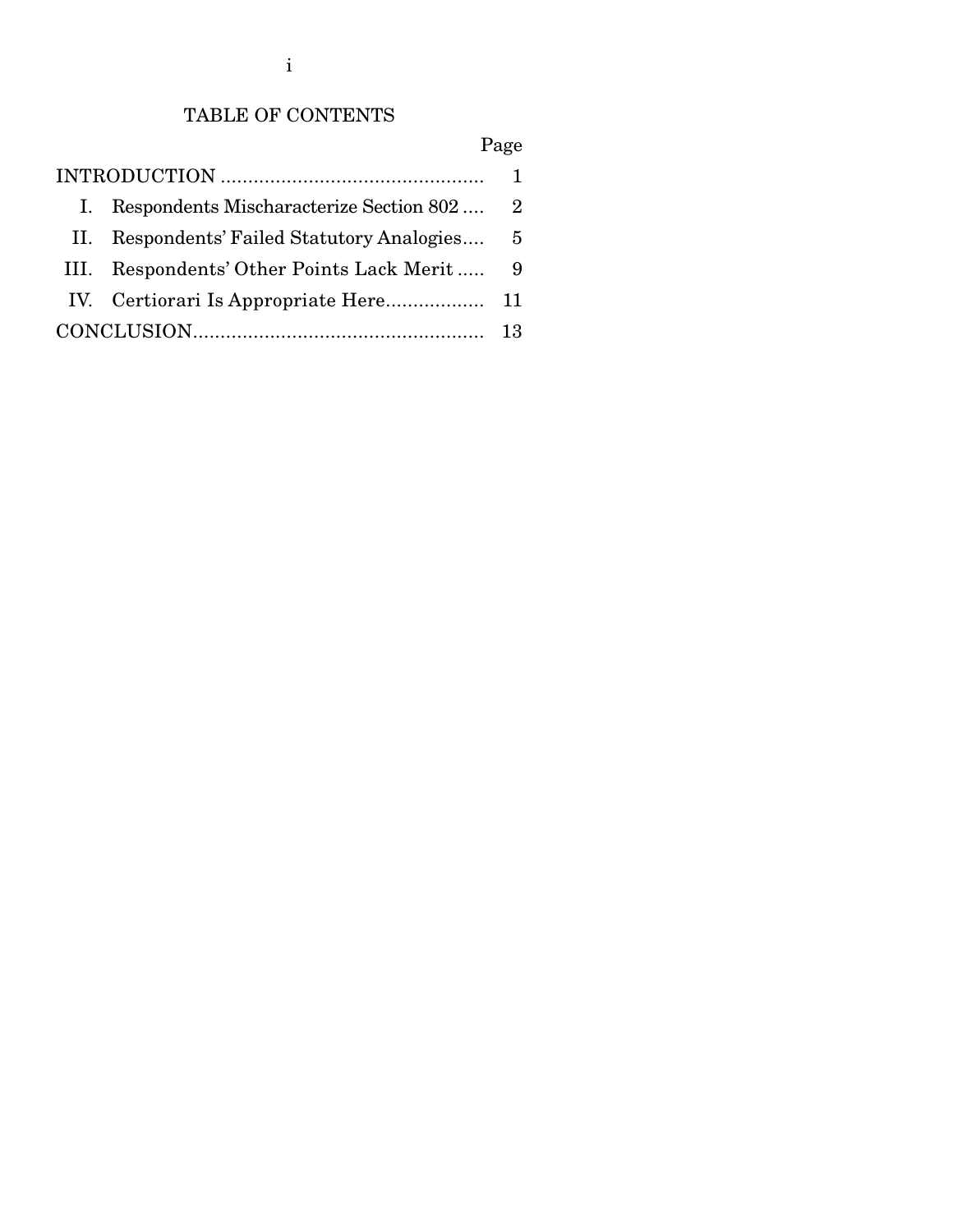# TABLE OF CONTENTS

| | Page |
|---|---|
| INTRODUCTION | 1 |
| I. Respondents Mischaracterize Section 802 | 2 |
| II. Respondents' Failed Statutory Analogies | 5 |
| III. Respondents' Other Points Lack Merit | 9 |
| IV. Certiorari Is Appropriate Here | 11 |
| CONCLUSION | 13 |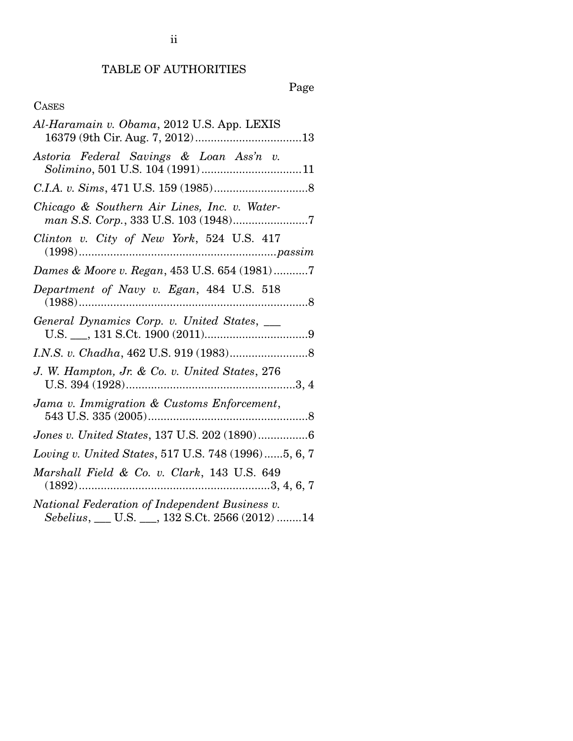## TABLE OF AUTHORITIES

Page

CASES

*Al-Haramain v. Obama*, 2012 U.S. App. LEXIS 16379 (9th Cir. Aug. 7, 2012) .................................. 13

*Astoria Federal Savings & Loan Ass'n v. Solimino*, 501 U.S. 104 (1991) ................................ 11

*C.I.A. v. Sims*, 471 U.S. 159 (1985) .............................. 8

*Chicago & Southern Air Lines, Inc. v. Waterman S.S. Corp.*, 333 U.S. 103 (1948) ........................ 7

*Clinton v. City of New York*, 524 U.S. 417 (1998) ............................................................... *passim*

*Dames & Moore v. Regan*, 453 U.S. 654 (1981) ........... 7

*Department of Navy v. Egan*, 484 U.S. 518 (1988) ......................................................................... 8

*General Dynamics Corp. v. United States*, ___ U.S. ___, 131 S.Ct. 1900 (2011) ................................. 9

*I.N.S. v. Chadha*, 462 U.S. 919 (1983) ......................... 8

*J. W. Hampton, Jr. & Co. v. United States*, 276 U.S. 394 (1928) ...................................................... 3, 4

*Jama v. Immigration & Customs Enforcement*, 543 U.S. 335 (2005) ................................................... 8

*Jones v. United States*, 137 U.S. 202 (1890) ................ 6

*Loving v. United States*, 517 U.S. 748 (1996) ...... 5, 6, 7

*Marshall Field & Co. v. Clark*, 143 U.S. 649 (1892) ............................................................. 3, 4, 6, 7

*National Federation of Independent Business v. Sebelius*, ___ U.S. ___, 132 S.Ct. 2566 (2012) ........ 14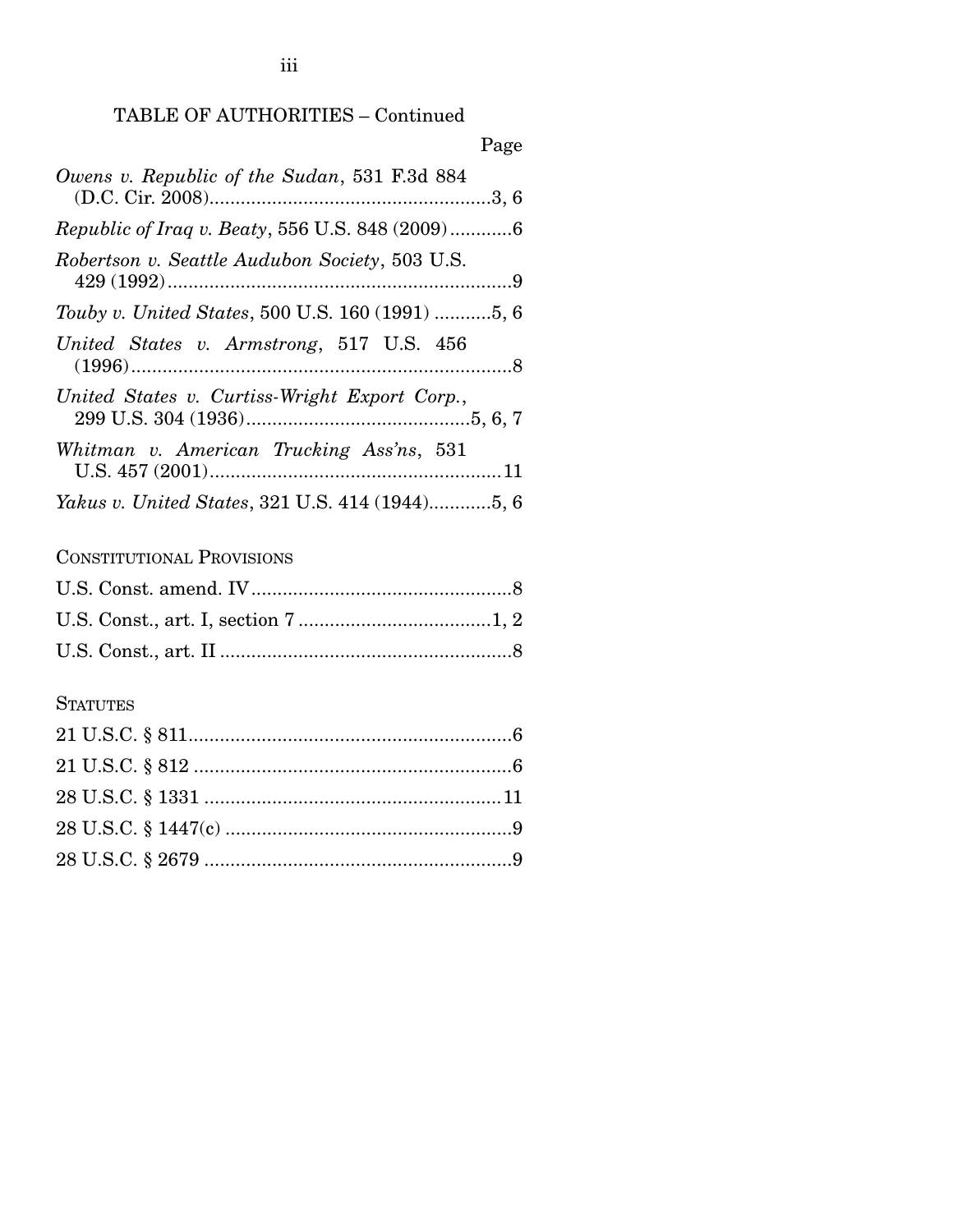TABLE OF AUTHORITIES – Continued

Page

*Owens v. Republic of the Sudan*, 531 F.3d 884 (D.C. Cir. 2008) ....................................................3, 6

*Republic of Iraq v. Beaty*, 556 U.S. 848 (2009) ............6

*Robertson v. Seattle Audubon Society*, 503 U.S. 429 (1992) ..................................................................9

*Touby v. United States*, 500 U.S. 160 (1991) ...........5, 6

*United States v. Armstrong*, 517 U.S. 456 (1996) .........................................................................8

*United States v. Curtiss-Wright Export Corp.*, 299 U.S. 304 (1936) ..........................................5, 6, 7

*Whitman v. American Trucking Ass'ns*, 531 U.S. 457 (2001) .......................................................11

*Yakus v. United States*, 321 U.S. 414 (1944) ............5, 6

CONSTITUTIONAL PROVISIONS

U.S. Const. amend. IV ..................................................8

U.S. Const., art. I, section 7 ....................................1, 2

U.S. Const., art. II .......................................................8

STATUTES

21 U.S.C. § 811 .............................................................6

21 U.S.C. § 812 ............................................................6

28 U.S.C. § 1331 .........................................................11

28 U.S.C. § 1447(c) ......................................................9

28 U.S.C. § 2679 ..........................................................9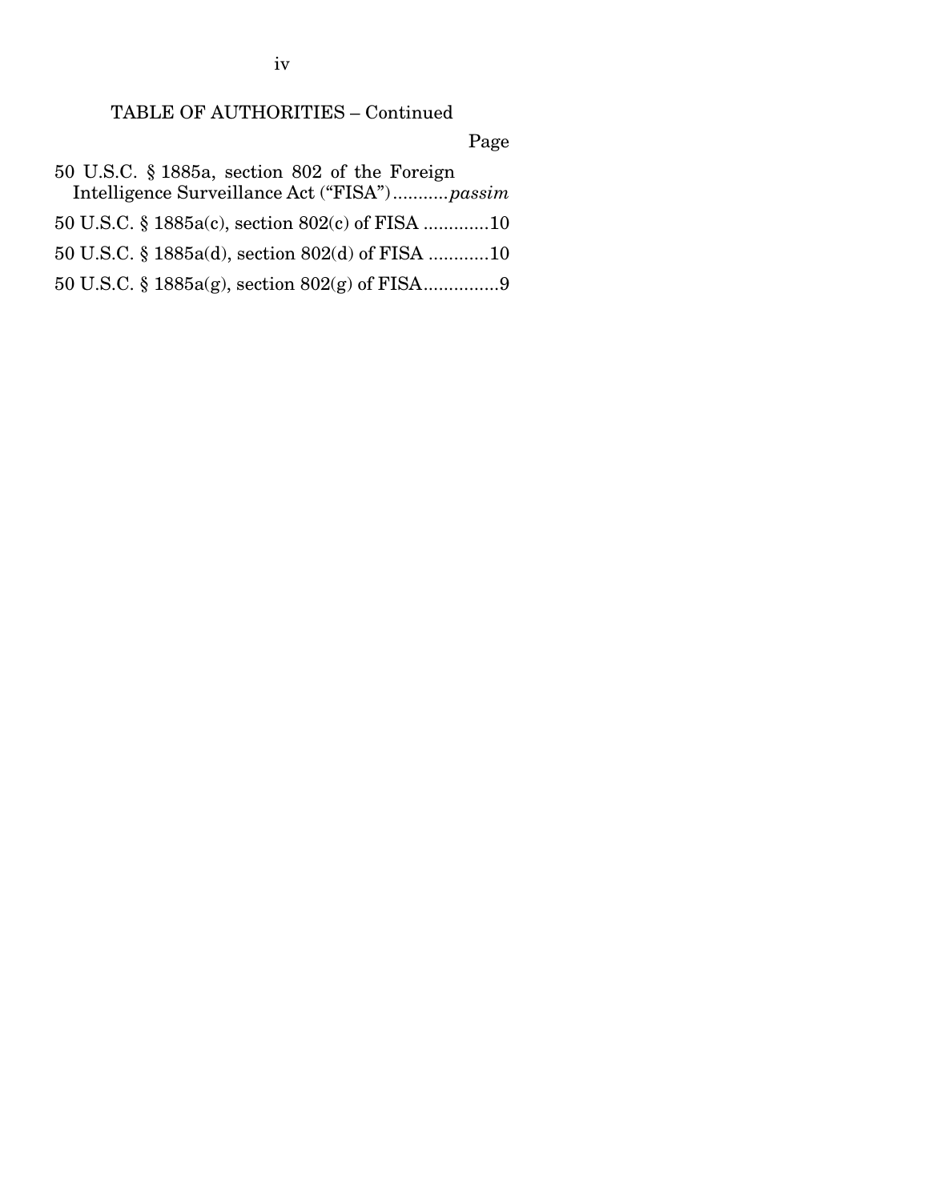TABLE OF AUTHORITIES – Continued

| | Page |
|---|---|
| 50 U.S.C. § 1885a, section 802 of the Foreign Intelligence Surveillance Act ("FISA") | *passim* |
| 50 U.S.C. § 1885a(c), section 802(c) of FISA | 10 |
| 50 U.S.C. § 1885a(d), section 802(d) of FISA | 10 |
| 50 U.S.C. § 1885a(g), section 802(g) of FISA | 9 |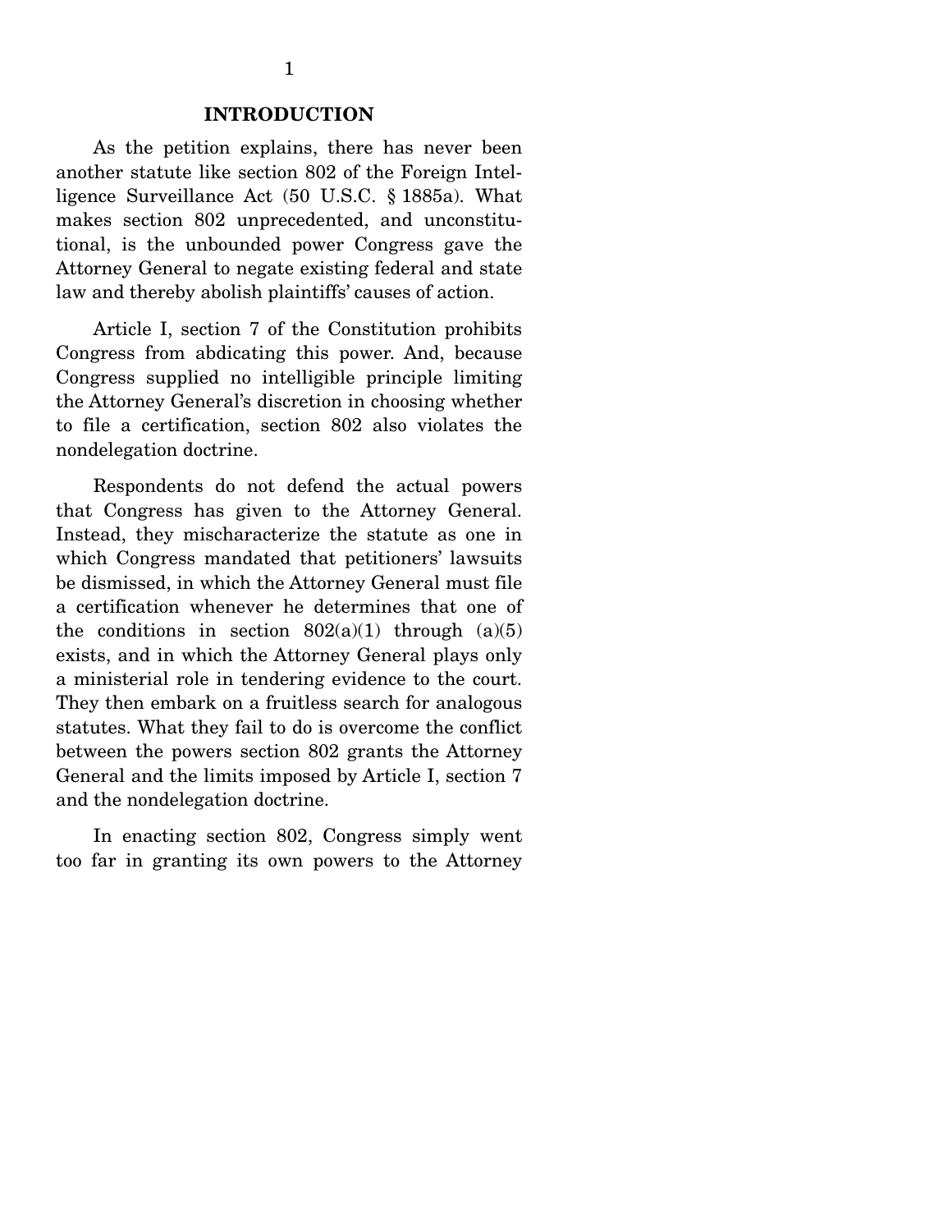## INTRODUCTION

As the petition explains, there has never been another statute like section 802 of the Foreign Intelligence Surveillance Act (50 U.S.C. § 1885a). What makes section 802 unprecedented, and unconstitutional, is the unbounded power Congress gave the Attorney General to negate existing federal and state law and thereby abolish plaintiffs' causes of action.

Article I, section 7 of the Constitution prohibits Congress from abdicating this power. And, because Congress supplied no intelligible principle limiting the Attorney General's discretion in choosing whether to file a certification, section 802 also violates the nondelegation doctrine.

Respondents do not defend the actual powers that Congress has given to the Attorney General. Instead, they mischaracterize the statute as one in which Congress mandated that petitioners' lawsuits be dismissed, in which the Attorney General must file a certification whenever he determines that one of the conditions in section 802(a)(1) through (a)(5) exists, and in which the Attorney General plays only a ministerial role in tendering evidence to the court. They then embark on a fruitless search for analogous statutes. What they fail to do is overcome the conflict between the powers section 802 grants the Attorney General and the limits imposed by Article I, section 7 and the nondelegation doctrine.

In enacting section 802, Congress simply went too far in granting its own powers to the Attorney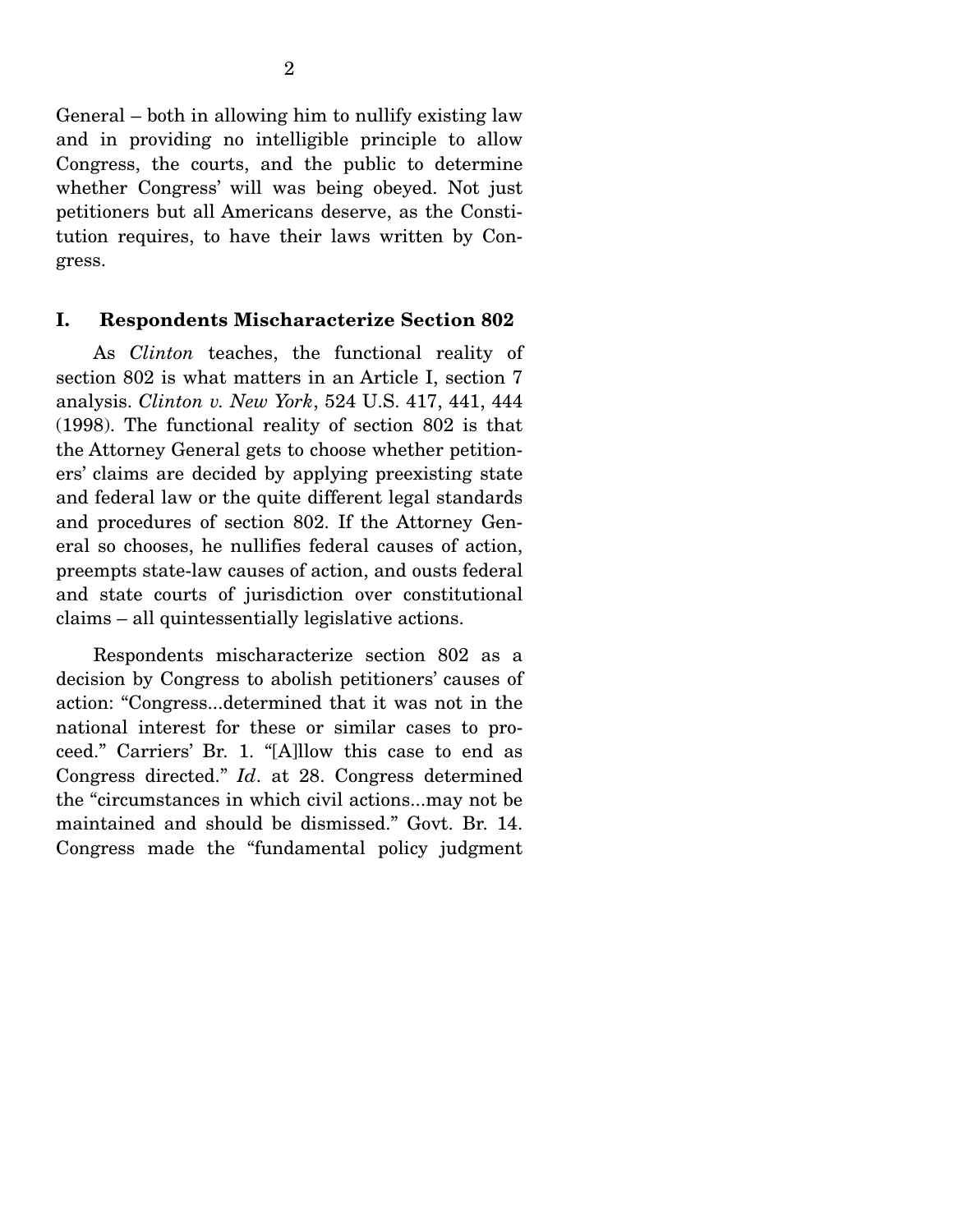General – both in allowing him to nullify existing law and in providing no intelligible principle to allow Congress, the courts, and the public to determine whether Congress' will was being obeyed. Not just petitioners but all Americans deserve, as the Constitution requires, to have their laws written by Congress.

## I. Respondents Mischaracterize Section 802

As *Clinton* teaches, the functional reality of section 802 is what matters in an Article I, section 7 analysis. *Clinton v. New York*, 524 U.S. 417, 441, 444 (1998). The functional reality of section 802 is that the Attorney General gets to choose whether petitioners' claims are decided by applying preexisting state and federal law or the quite different legal standards and procedures of section 802. If the Attorney General so chooses, he nullifies federal causes of action, preempts state-law causes of action, and ousts federal and state courts of jurisdiction over constitutional claims – all quintessentially legislative actions.

Respondents mischaracterize section 802 as a decision by Congress to abolish petitioners' causes of action: "Congress...determined that it was not in the national interest for these or similar cases to proceed." Carriers' Br. 1. "[A]llow this case to end as Congress directed." *Id*. at 28. Congress determined the "circumstances in which civil actions...may not be maintained and should be dismissed." Govt. Br. 14. Congress made the "fundamental policy judgment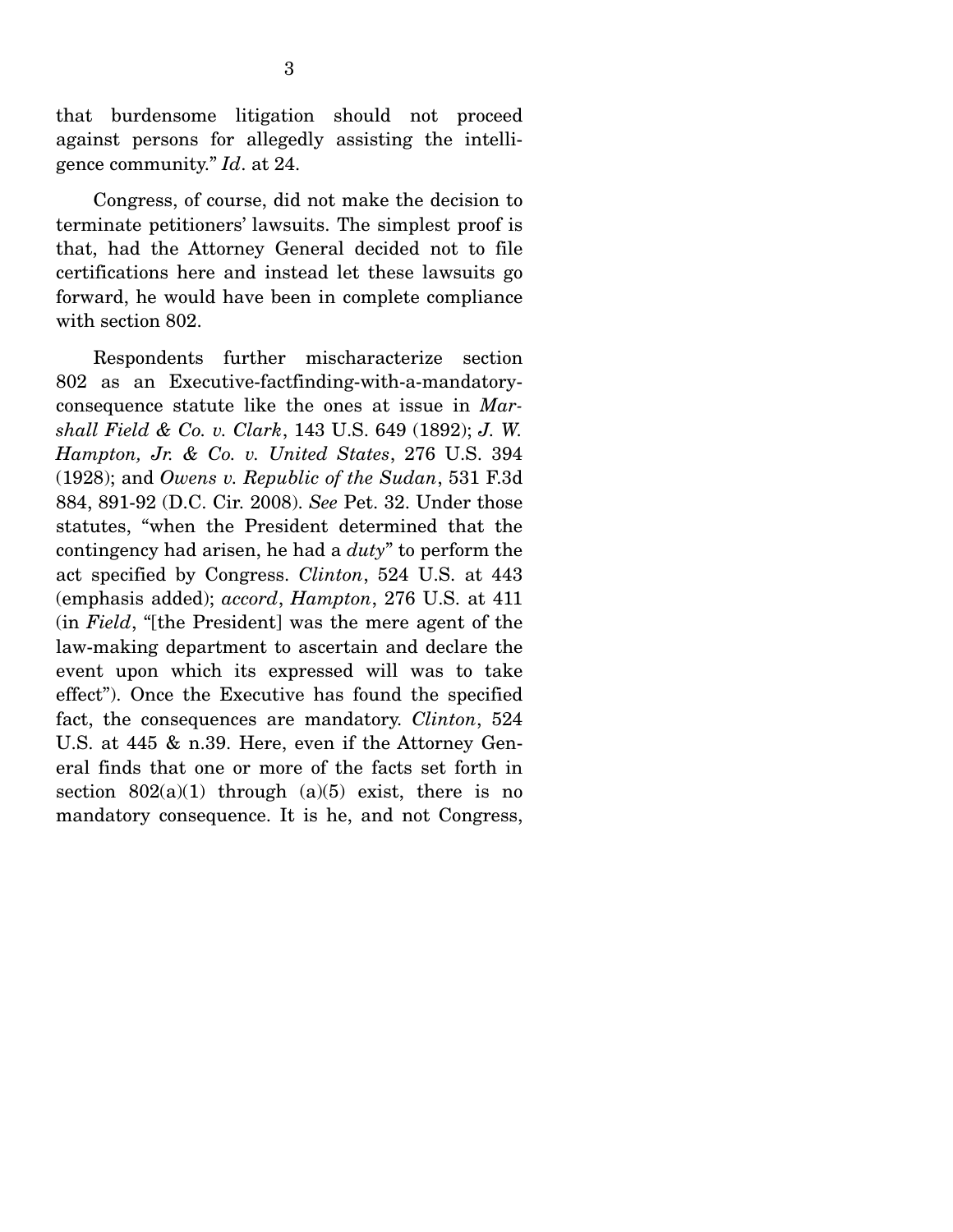that burdensome litigation should not proceed against persons for allegedly assisting the intelligence community." *Id*. at 24.

Congress, of course, did not make the decision to terminate petitioners' lawsuits. The simplest proof is that, had the Attorney General decided not to file certifications here and instead let these lawsuits go forward, he would have been in complete compliance with section 802.

Respondents further mischaracterize section 802 as an Executive-factfinding-with-a-mandatory-consequence statute like the ones at issue in *Marshall Field & Co. v. Clark*, 143 U.S. 649 (1892); *J. W. Hampton, Jr. & Co. v. United States*, 276 U.S. 394 (1928); and *Owens v. Republic of the Sudan*, 531 F.3d 884, 891-92 (D.C. Cir. 2008). *See* Pet. 32. Under those statutes, "when the President determined that the contingency had arisen, he had a *duty*" to perform the act specified by Congress. *Clinton*, 524 U.S. at 443 (emphasis added); *accord*, *Hampton*, 276 U.S. at 411 (in *Field*, "[the President] was the mere agent of the law-making department to ascertain and declare the event upon which its expressed will was to take effect"). Once the Executive has found the specified fact, the consequences are mandatory. *Clinton*, 524 U.S. at 445 & n.39. Here, even if the Attorney General finds that one or more of the facts set forth in section 802(a)(1) through (a)(5) exist, there is no mandatory consequence. It is he, and not Congress,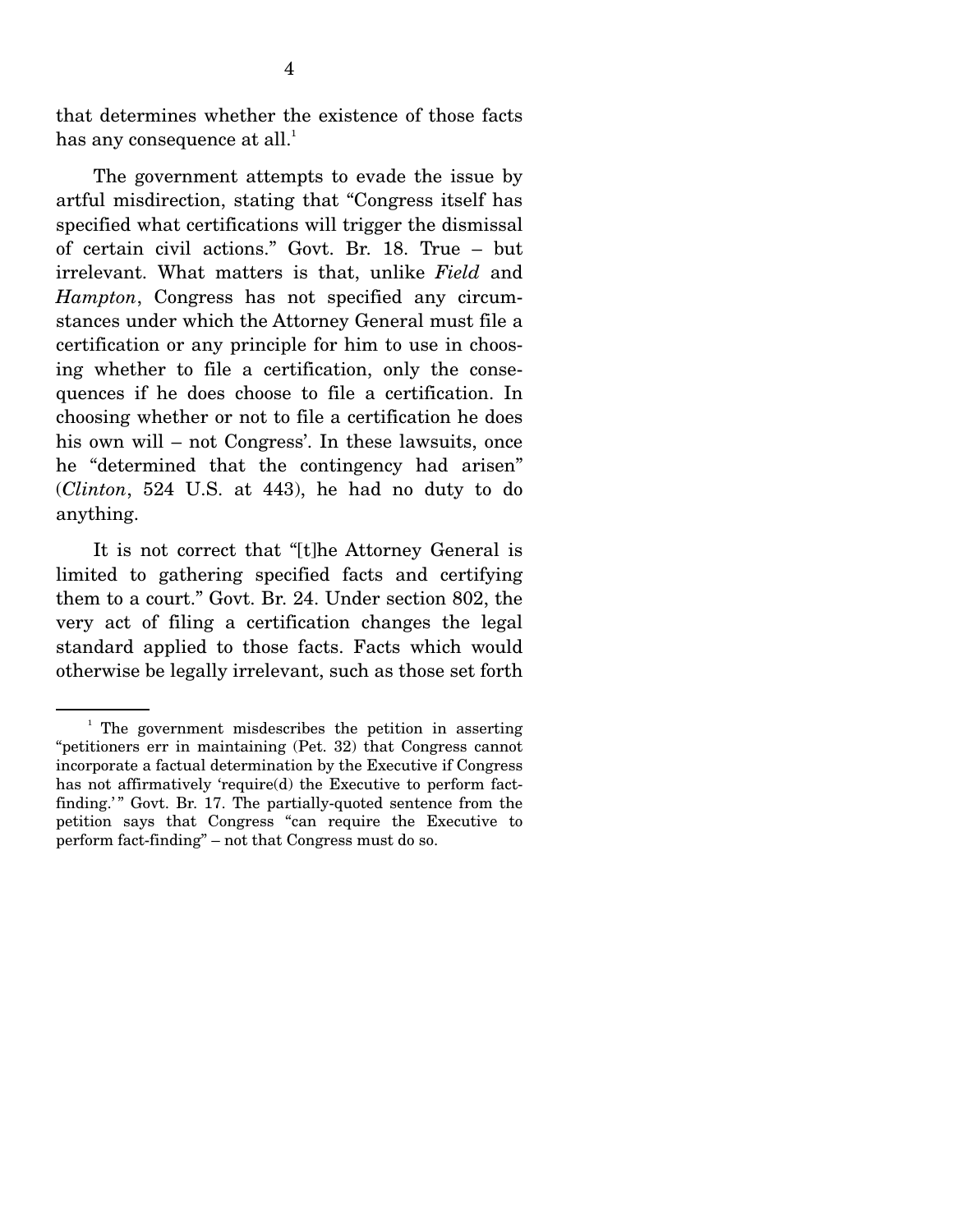that determines whether the existence of those facts has any consequence at all.[1]

The government attempts to evade the issue by artful misdirection, stating that "Congress itself has specified what certifications will trigger the dismissal of certain civil actions." Govt. Br. 18. True – but irrelevant. What matters is that, unlike *Field* and *Hampton*, Congress has not specified any circumstances under which the Attorney General must file a certification or any principle for him to use in choosing whether to file a certification, only the consequences if he does choose to file a certification. In choosing whether or not to file a certification he does his own will – not Congress'. In these lawsuits, once he "determined that the contingency had arisen" (*Clinton*, 524 U.S. at 443), he had no duty to do anything.

It is not correct that "[t]he Attorney General is limited to gathering specified facts and certifying them to a court." Govt. Br. 24. Under section 802, the very act of filing a certification changes the legal standard applied to those facts. Facts which would otherwise be legally irrelevant, such as those set forth

---

[1] The government misdescribes the petition in asserting "petitioners err in maintaining (Pet. 32) that Congress cannot incorporate a factual determination by the Executive if Congress has not affirmatively 'require(d) the Executive to perform fact-finding.'" Govt. Br. 17. The partially-quoted sentence from the petition says that Congress "can require the Executive to perform fact-finding" – not that Congress must do so.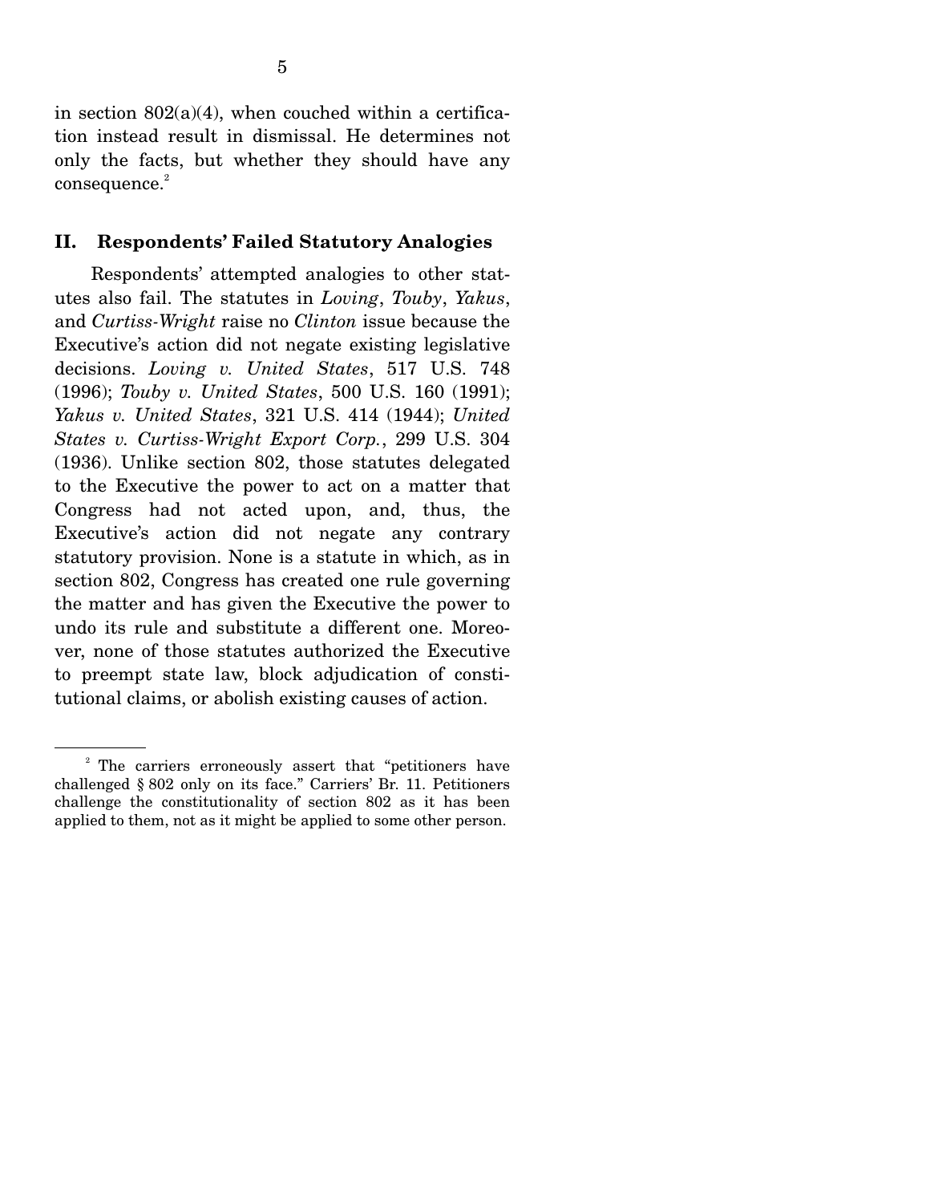in section 802(a)(4), when couched within a certification instead result in dismissal. He determines not only the facts, but whether they should have any consequence.[2]

## II. Respondents' Failed Statutory Analogies

Respondents' attempted analogies to other statutes also fail. The statutes in *Loving*, *Touby*, *Yakus*, and *Curtiss-Wright* raise no *Clinton* issue because the Executive's action did not negate existing legislative decisions. *Loving v. United States*, 517 U.S. 748 (1996); *Touby v. United States*, 500 U.S. 160 (1991); *Yakus v. United States*, 321 U.S. 414 (1944); *United States v. Curtiss-Wright Export Corp.*, 299 U.S. 304 (1936). Unlike section 802, those statutes delegated to the Executive the power to act on a matter that Congress had not acted upon, and, thus, the Executive's action did not negate any contrary statutory provision. None is a statute in which, as in section 802, Congress has created one rule governing the matter and has given the Executive the power to undo its rule and substitute a different one. Moreover, none of those statutes authorized the Executive to preempt state law, block adjudication of constitutional claims, or abolish existing causes of action.

---

[2] The carriers erroneously assert that "petitioners have challenged § 802 only on its face." Carriers' Br. 11. Petitioners challenge the constitutionality of section 802 as it has been applied to them, not as it might be applied to some other person.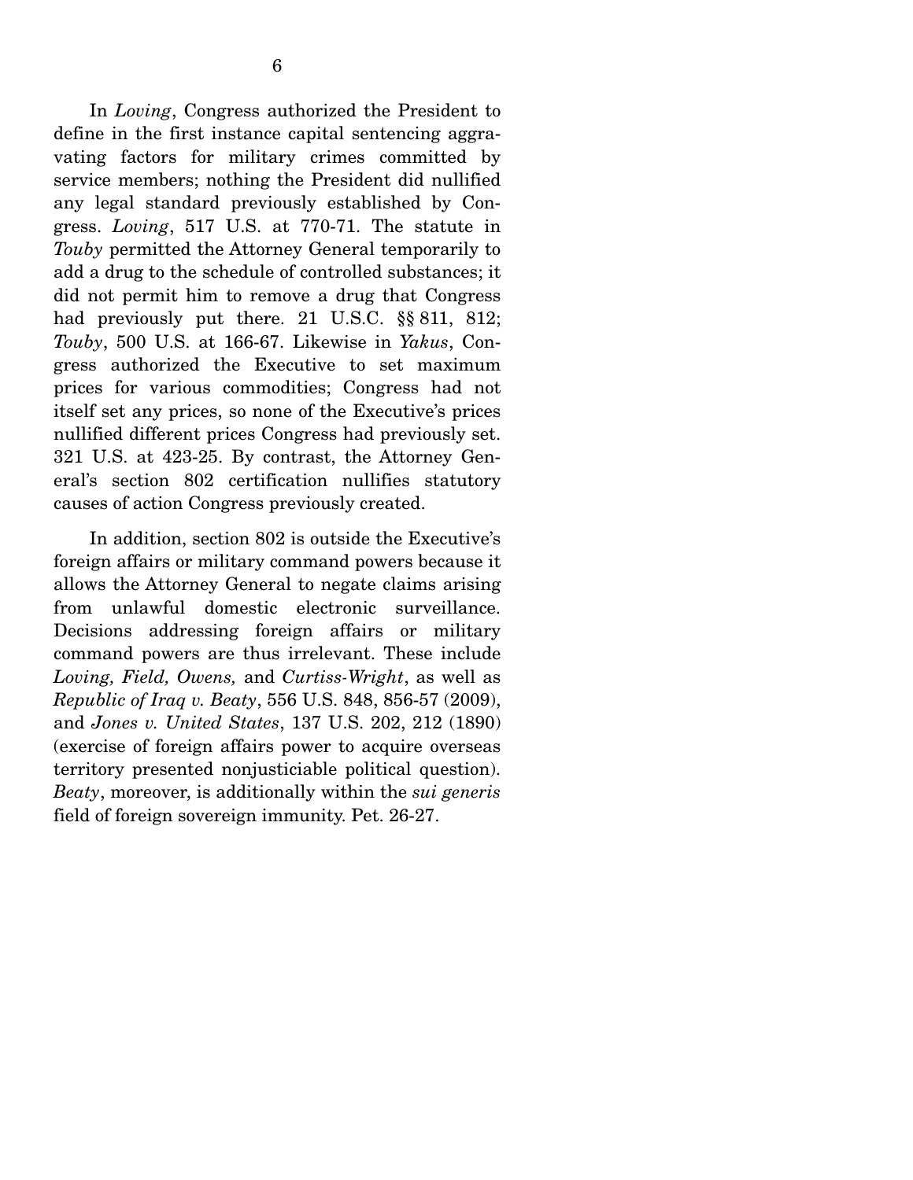In *Loving*, Congress authorized the President to define in the first instance capital sentencing aggravating factors for military crimes committed by service members; nothing the President did nullified any legal standard previously established by Congress. *Loving*, 517 U.S. at 770-71. The statute in *Touby* permitted the Attorney General temporarily to add a drug to the schedule of controlled substances; it did not permit him to remove a drug that Congress had previously put there. 21 U.S.C. §§ 811, 812; *Touby*, 500 U.S. at 166-67. Likewise in *Yakus*, Congress authorized the Executive to set maximum prices for various commodities; Congress had not itself set any prices, so none of the Executive's prices nullified different prices Congress had previously set. 321 U.S. at 423-25. By contrast, the Attorney General's section 802 certification nullifies statutory causes of action Congress previously created.

In addition, section 802 is outside the Executive's foreign affairs or military command powers because it allows the Attorney General to negate claims arising from unlawful domestic electronic surveillance. Decisions addressing foreign affairs or military command powers are thus irrelevant. These include *Loving, Field, Owens,* and *Curtiss-Wright*, as well as *Republic of Iraq v. Beaty*, 556 U.S. 848, 856-57 (2009), and *Jones v. United States*, 137 U.S. 202, 212 (1890) (exercise of foreign affairs power to acquire overseas territory presented nonjusticiable political question). *Beaty*, moreover, is additionally within the *sui generis* field of foreign sovereign immunity. Pet. 26-27.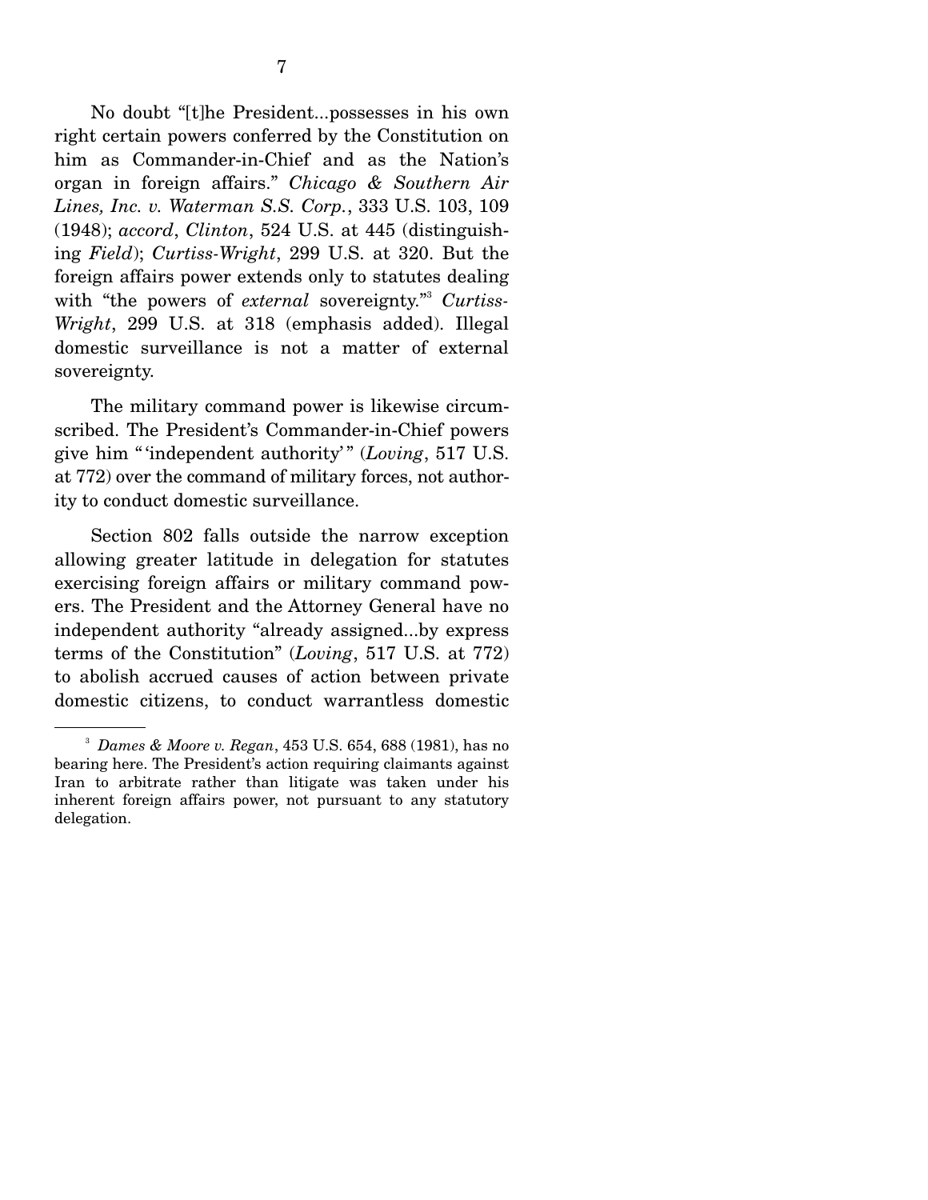No doubt "[t]he President...possesses in his own right certain powers conferred by the Constitution on him as Commander-in-Chief and as the Nation's organ in foreign affairs." *Chicago & Southern Air Lines, Inc. v. Waterman S.S. Corp.*, 333 U.S. 103, 109 (1948); *accord*, *Clinton*, 524 U.S. at 445 (distinguishing *Field*); *Curtiss-Wright*, 299 U.S. at 320. But the foreign affairs power extends only to statutes dealing with "the powers of *external* sovereignty."[3] *Curtiss-Wright*, 299 U.S. at 318 (emphasis added). Illegal domestic surveillance is not a matter of external sovereignty.

The military command power is likewise circumscribed. The President's Commander-in-Chief powers give him "'independent authority'" (*Loving*, 517 U.S. at 772) over the command of military forces, not authority to conduct domestic surveillance.

Section 802 falls outside the narrow exception allowing greater latitude in delegation for statutes exercising foreign affairs or military command powers. The President and the Attorney General have no independent authority "already assigned...by express terms of the Constitution" (*Loving*, 517 U.S. at 772) to abolish accrued causes of action between private domestic citizens, to conduct warrantless domestic

---

[3] *Dames & Moore v. Regan*, 453 U.S. 654, 688 (1981), has no bearing here. The President's action requiring claimants against Iran to arbitrate rather than litigate was taken under his inherent foreign affairs power, not pursuant to any statutory delegation.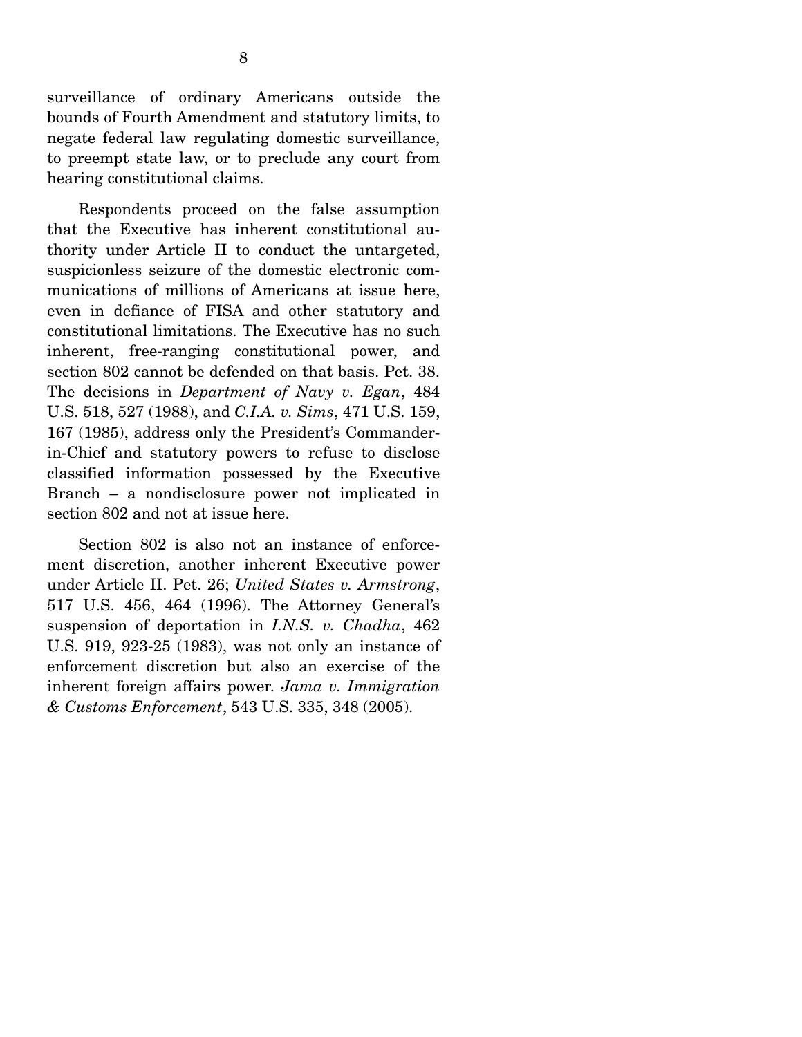surveillance of ordinary Americans outside the bounds of Fourth Amendment and statutory limits, to negate federal law regulating domestic surveillance, to preempt state law, or to preclude any court from hearing constitutional claims.

Respondents proceed on the false assumption that the Executive has inherent constitutional authority under Article II to conduct the untargeted, suspicionless seizure of the domestic electronic communications of millions of Americans at issue here, even in defiance of FISA and other statutory and constitutional limitations. The Executive has no such inherent, free-ranging constitutional power, and section 802 cannot be defended on that basis. Pet. 38. The decisions in *Department of Navy v. Egan*, 484 U.S. 518, 527 (1988), and *C.I.A. v. Sims*, 471 U.S. 159, 167 (1985), address only the President's Commander-in-Chief and statutory powers to refuse to disclose classified information possessed by the Executive Branch – a nondisclosure power not implicated in section 802 and not at issue here.

Section 802 is also not an instance of enforcement discretion, another inherent Executive power under Article II. Pet. 26; *United States v. Armstrong*, 517 U.S. 456, 464 (1996). The Attorney General's suspension of deportation in *I.N.S. v. Chadha*, 462 U.S. 919, 923-25 (1983), was not only an instance of enforcement discretion but also an exercise of the inherent foreign affairs power. *Jama v. Immigration & Customs Enforcement*, 543 U.S. 335, 348 (2005).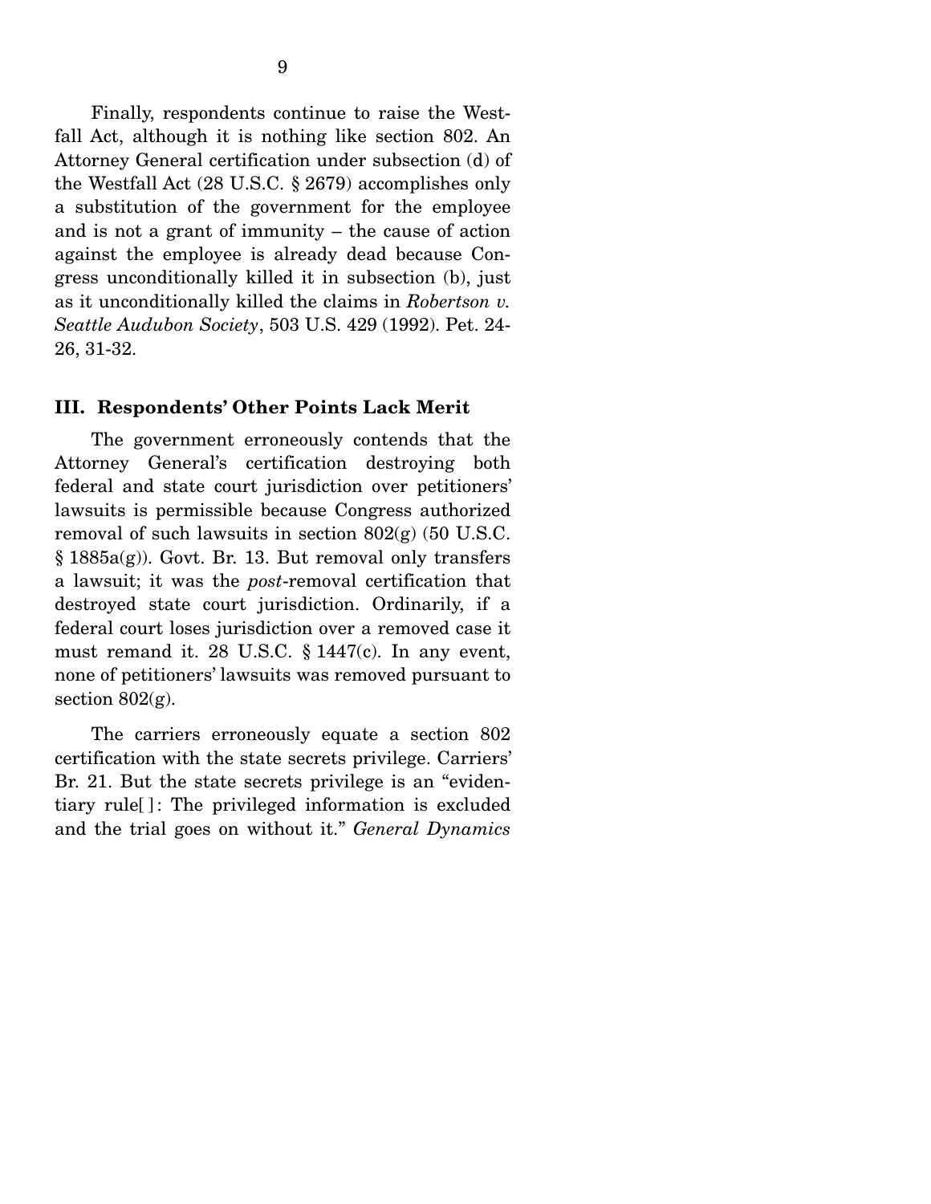Finally, respondents continue to raise the Westfall Act, although it is nothing like section 802. An Attorney General certification under subsection (d) of the Westfall Act (28 U.S.C. § 2679) accomplishes only a substitution of the government for the employee and is not a grant of immunity – the cause of action against the employee is already dead because Congress unconditionally killed it in subsection (b), just as it unconditionally killed the claims in *Robertson v. Seattle Audubon Society*, 503 U.S. 429 (1992). Pet. 24-26, 31-32.

### III. Respondents' Other Points Lack Merit

The government erroneously contends that the Attorney General's certification destroying both federal and state court jurisdiction over petitioners' lawsuits is permissible because Congress authorized removal of such lawsuits in section 802(g) (50 U.S.C. § 1885a(g)). Govt. Br. 13. But removal only transfers a lawsuit; it was the *post*-removal certification that destroyed state court jurisdiction. Ordinarily, if a federal court loses jurisdiction over a removed case it must remand it. 28 U.S.C. § 1447(c). In any event, none of petitioners' lawsuits was removed pursuant to section 802(g).

The carriers erroneously equate a section 802 certification with the state secrets privilege. Carriers' Br. 21. But the state secrets privilege is an "evidentiary rule[ ]: The privileged information is excluded and the trial goes on without it." *General Dynamics*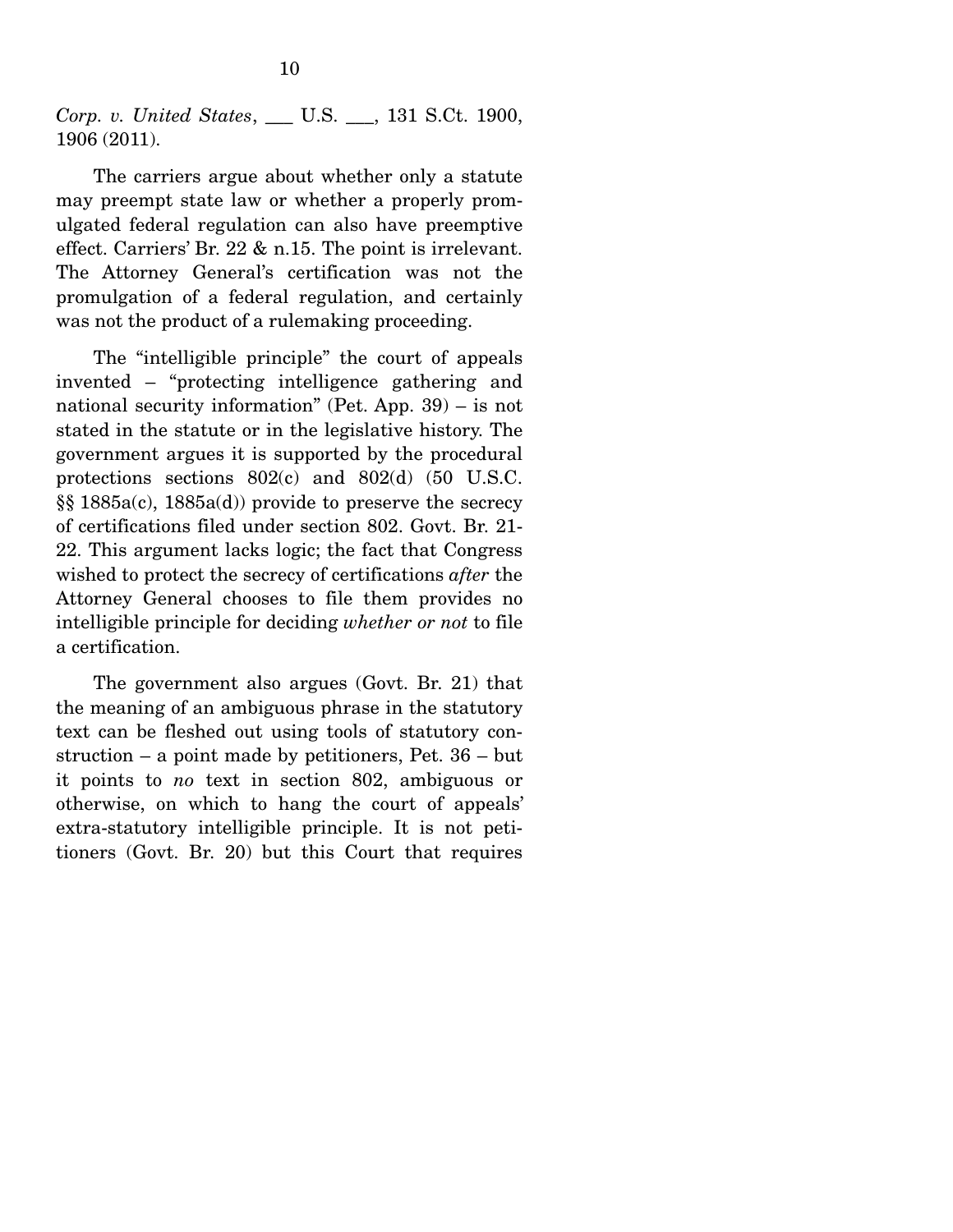*Corp. v. United States*, ___ U.S. ___, 131 S.Ct. 1900, 1906 (2011).

The carriers argue about whether only a statute may preempt state law or whether a properly promulgated federal regulation can also have preemptive effect. Carriers' Br. 22 & n.15. The point is irrelevant. The Attorney General's certification was not the promulgation of a federal regulation, and certainly was not the product of a rulemaking proceeding.

The "intelligible principle" the court of appeals invented – "protecting intelligence gathering and national security information" (Pet. App. 39) – is not stated in the statute or in the legislative history. The government argues it is supported by the procedural protections sections 802(c) and 802(d) (50 U.S.C. §§ 1885a(c), 1885a(d)) provide to preserve the secrecy of certifications filed under section 802. Govt. Br. 21-22. This argument lacks logic; the fact that Congress wished to protect the secrecy of certifications *after* the Attorney General chooses to file them provides no intelligible principle for deciding *whether or not* to file a certification.

The government also argues (Govt. Br. 21) that the meaning of an ambiguous phrase in the statutory text can be fleshed out using tools of statutory construction – a point made by petitioners, Pet. 36 – but it points to *no* text in section 802, ambiguous or otherwise, on which to hang the court of appeals' extra-statutory intelligible principle. It is not petitioners (Govt. Br. 20) but this Court that requires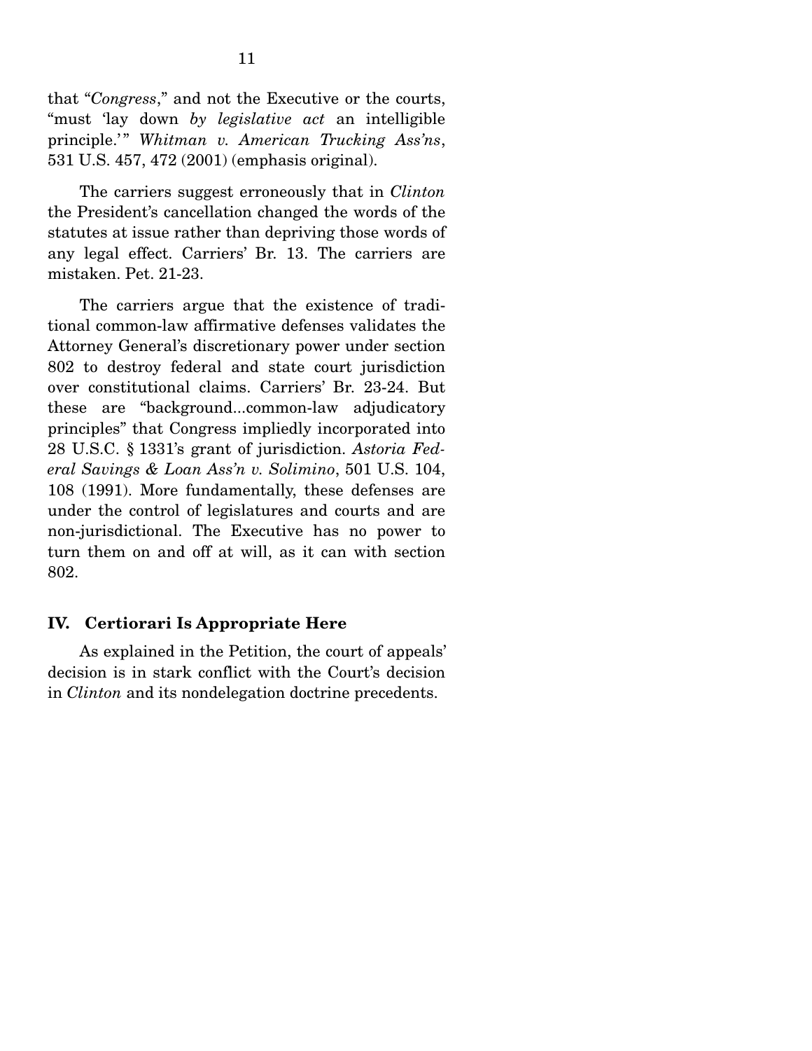that "*Congress*," and not the Executive or the courts, "must 'lay down *by legislative act* an intelligible principle.'" *Whitman v. American Trucking Ass'ns*, 531 U.S. 457, 472 (2001) (emphasis original).

The carriers suggest erroneously that in *Clinton* the President's cancellation changed the words of the statutes at issue rather than depriving those words of any legal effect. Carriers' Br. 13. The carriers are mistaken. Pet. 21-23.

The carriers argue that the existence of traditional common-law affirmative defenses validates the Attorney General's discretionary power under section 802 to destroy federal and state court jurisdiction over constitutional claims. Carriers' Br. 23-24. But these are "background...common-law adjudicatory principles" that Congress impliedly incorporated into 28 U.S.C. § 1331's grant of jurisdiction. *Astoria Federal Savings & Loan Ass'n v. Solimino*, 501 U.S. 104, 108 (1991). More fundamentally, these defenses are under the control of legislatures and courts and are non-jurisdictional. The Executive has no power to turn them on and off at will, as it can with section 802.

## IV. Certiorari Is Appropriate Here

As explained in the Petition, the court of appeals' decision is in stark conflict with the Court's decision in *Clinton* and its nondelegation doctrine precedents.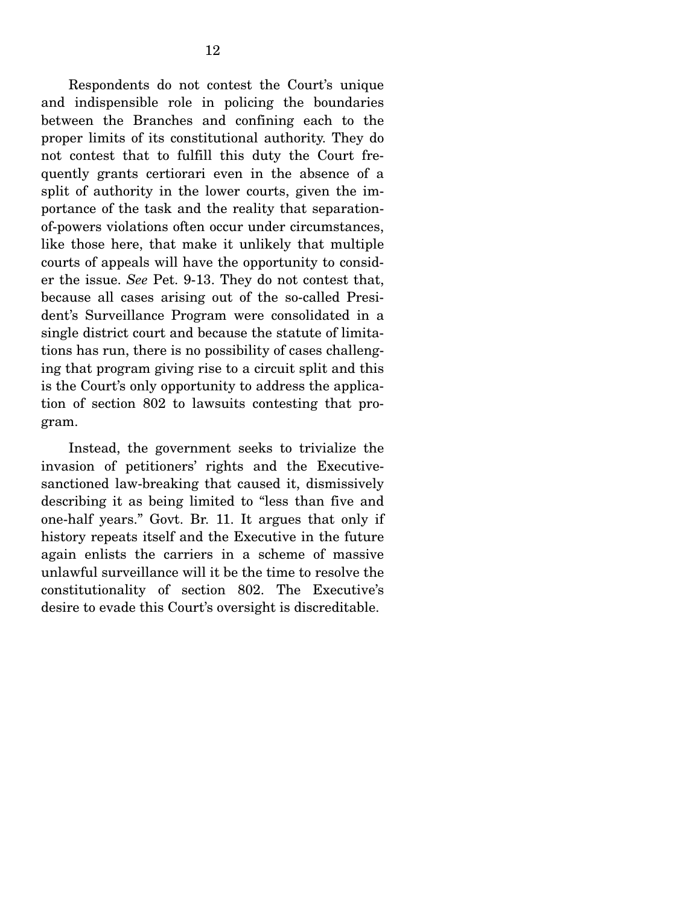Respondents do not contest the Court's unique and indispensible role in policing the boundaries between the Branches and confining each to the proper limits of its constitutional authority. They do not contest that to fulfill this duty the Court frequently grants certiorari even in the absence of a split of authority in the lower courts, given the importance of the task and the reality that separation-of-powers violations often occur under circumstances, like those here, that make it unlikely that multiple courts of appeals will have the opportunity to consider the issue. *See* Pet. 9-13. They do not contest that, because all cases arising out of the so-called President's Surveillance Program were consolidated in a single district court and because the statute of limitations has run, there is no possibility of cases challenging that program giving rise to a circuit split and this is the Court's only opportunity to address the application of section 802 to lawsuits contesting that program.

Instead, the government seeks to trivialize the invasion of petitioners' rights and the Executive-sanctioned law-breaking that caused it, dismissively describing it as being limited to "less than five and one-half years." Govt. Br. 11. It argues that only if history repeats itself and the Executive in the future again enlists the carriers in a scheme of massive unlawful surveillance will it be the time to resolve the constitutionality of section 802. The Executive's desire to evade this Court's oversight is discreditable.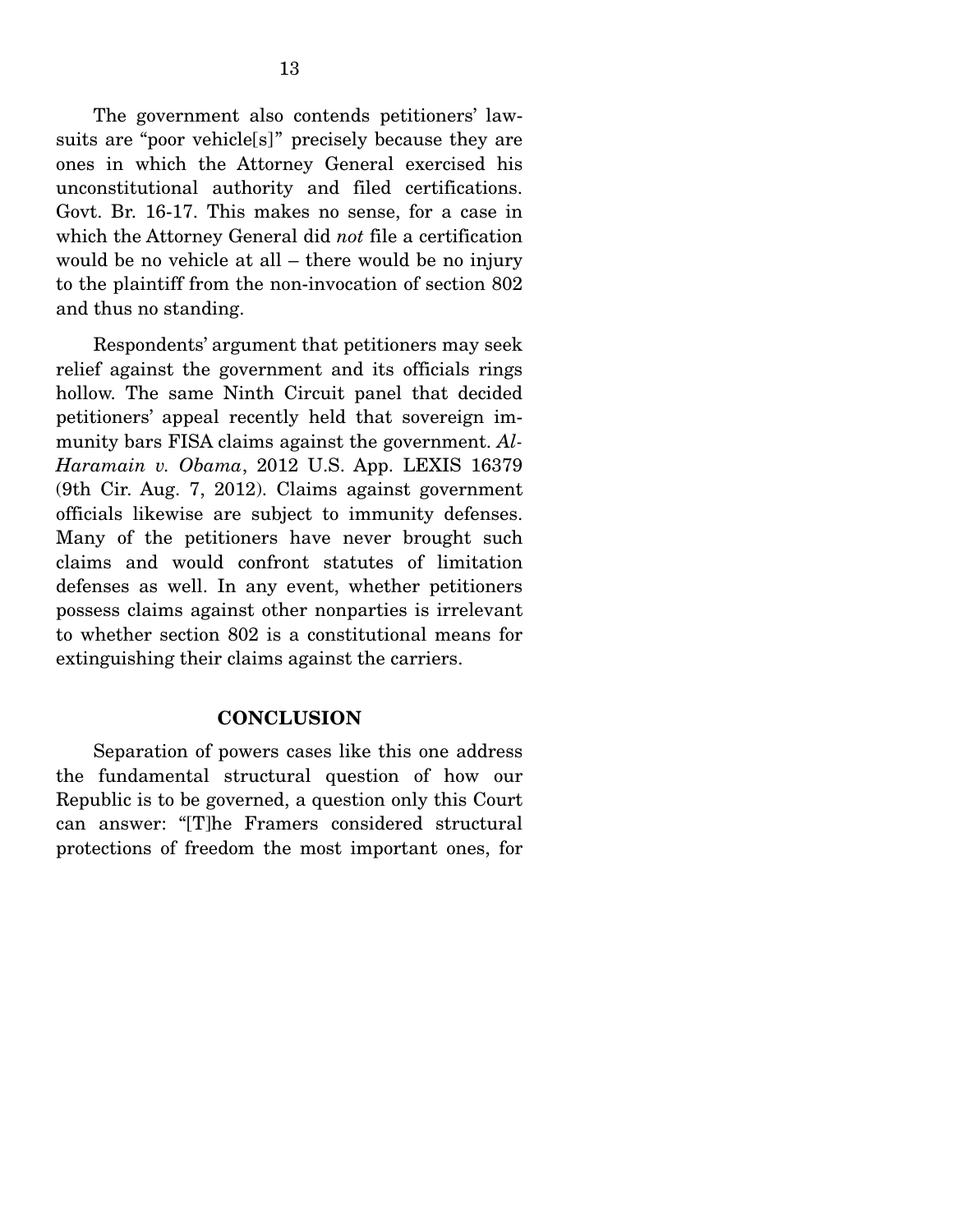The government also contends petitioners' lawsuits are "poor vehicle[s]" precisely because they are ones in which the Attorney General exercised his unconstitutional authority and filed certifications. Govt. Br. 16-17. This makes no sense, for a case in which the Attorney General did *not* file a certification would be no vehicle at all – there would be no injury to the plaintiff from the non-invocation of section 802 and thus no standing.

Respondents' argument that petitioners may seek relief against the government and its officials rings hollow. The same Ninth Circuit panel that decided petitioners' appeal recently held that sovereign immunity bars FISA claims against the government. *Al-Haramain v. Obama*, 2012 U.S. App. LEXIS 16379 (9th Cir. Aug. 7, 2012). Claims against government officials likewise are subject to immunity defenses. Many of the petitioners have never brought such claims and would confront statutes of limitation defenses as well. In any event, whether petitioners possess claims against other nonparties is irrelevant to whether section 802 is a constitutional means for extinguishing their claims against the carriers.

## CONCLUSION

Separation of powers cases like this one address the fundamental structural question of how our Republic is to be governed, a question only this Court can answer: "[T]he Framers considered structural protections of freedom the most important ones, for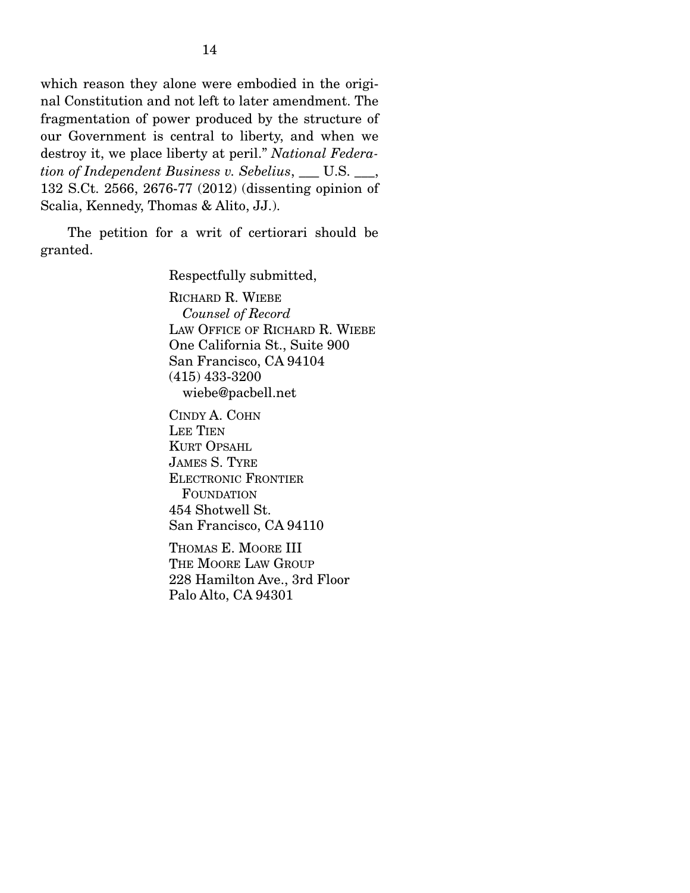which reason they alone were embodied in the original Constitution and not left to later amendment. The fragmentation of power produced by the structure of our Government is central to liberty, and when we destroy it, we place liberty at peril." *National Federation of Independent Business v. Sebelius*, ___ U.S. ___, 132 S.Ct. 2566, 2676-77 (2012) (dissenting opinion of Scalia, Kennedy, Thomas & Alito, JJ.).

The petition for a writ of certiorari should be granted.

Respectfully submitted,

RICHARD R. WIEBE
*Counsel of Record*
LAW OFFICE OF RICHARD R. WIEBE
One California St., Suite 900
San Francisco, CA 94104
(415) 433-3200
wiebe@pacbell.net

CINDY A. COHN
LEE TIEN
KURT OPSAHL
JAMES S. TYRE
ELECTRONIC FRONTIER FOUNDATION
454 Shotwell St.
San Francisco, CA 94110

THOMAS E. MOORE III
THE MOORE LAW GROUP
228 Hamilton Ave., 3rd Floor
Palo Alto, CA 94301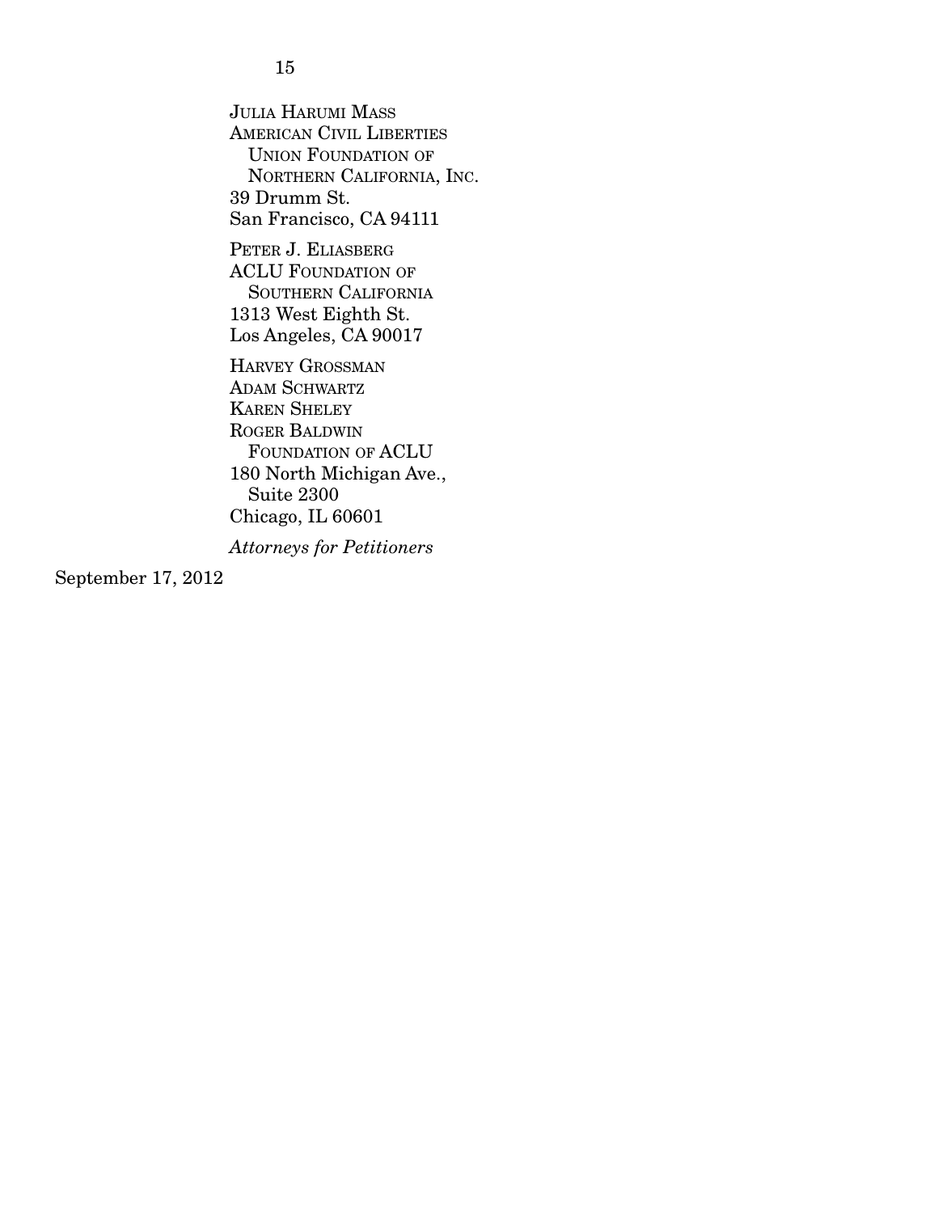JULIA HARUMI MASS
AMERICAN CIVIL LIBERTIES
UNION FOUNDATION OF
NORTHERN CALIFORNIA, INC.
39 Drumm St.
San Francisco, CA 94111

PETER J. ELIASBERG
ACLU FOUNDATION OF
SOUTHERN CALIFORNIA
1313 West Eighth St.
Los Angeles, CA 90017

HARVEY GROSSMAN
ADAM SCHWARTZ
KAREN SHELEY
ROGER BALDWIN
FOUNDATION OF ACLU
180 North Michigan Ave.,
Suite 2300
Chicago, IL 60601

*Attorneys for Petitioners*

September 17, 2012